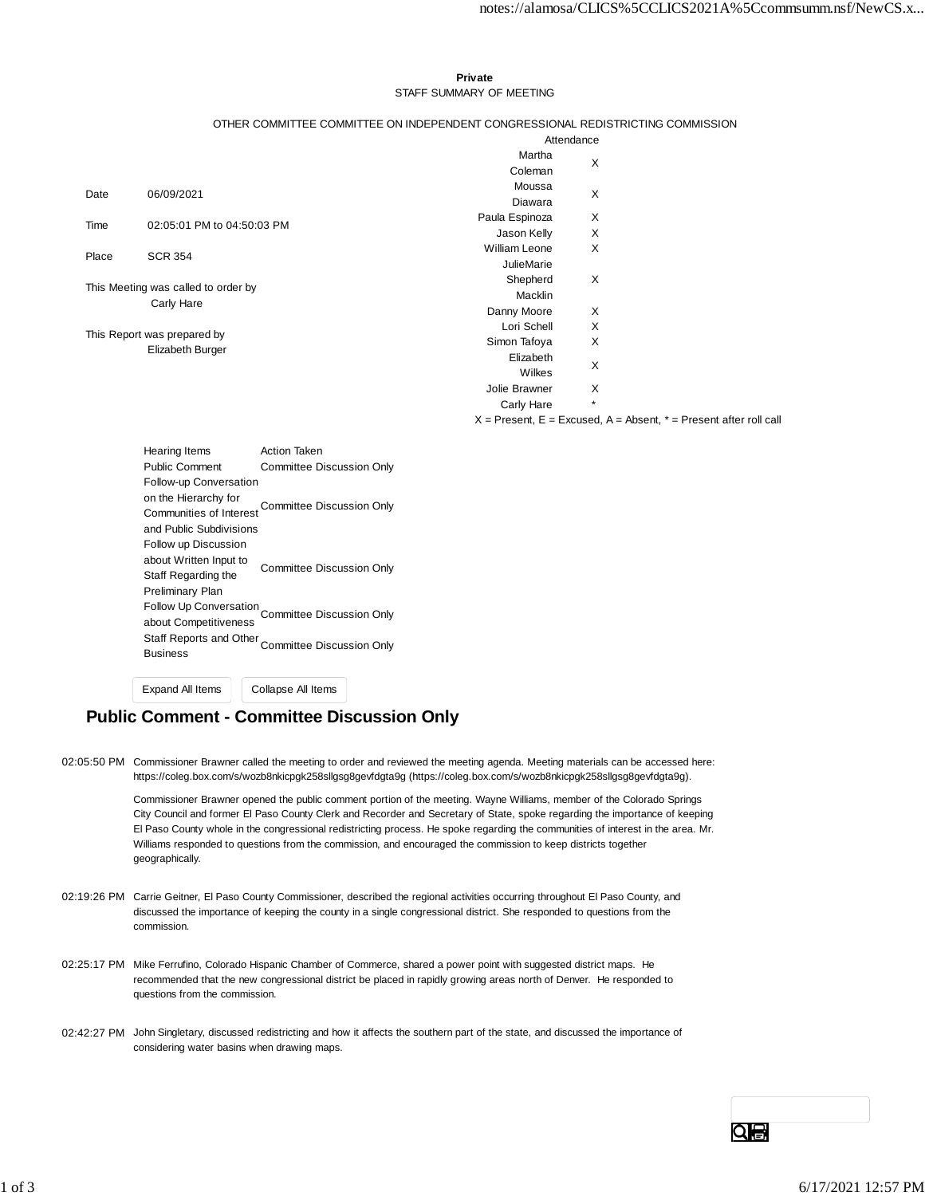**Private**

STAFF SUMMARY OF MEETING

OTHER COMMITTEE COMMITTEE ON INDEPENDENT CONGRESSIONAL REDISTRICTING COMMISSION

| | |
|---|---|
| Date | 06/09/2021 |
| Time | 02:05:01 PM to 04:50:03 PM |
| Place | SCR 354 |

This Meeting was called to order by
Carly Hare

This Report was prepared by
Elizabeth Burger

| Attendance | |
|---|---|
| Martha Coleman | X |
| Moussa Diawara | X |
| Paula Espinoza | X |
| Jason Kelly | X |
| William Leone | X |
| JulieMarie Shepherd Macklin | X |
| Danny Moore | X |
| Lori Schell | X |
| Simon Tafoya | X |
| Elizabeth Wilkes | X |
| Jolie Brawner | X |
| Carly Hare | * |

X = Present, E = Excused, A = Absent, * = Present after roll call

| Hearing Items | Action Taken |
|---|---|
| Public Comment | Committee Discussion Only |
| Follow-up Conversation on the Hierarchy for Communities of Interest and Public Subdivisions | Committee Discussion Only |
| Follow up Discussion about Written Input to Staff Regarding the Preliminary Plan | Committee Discussion Only |
| Follow Up Conversation about Competitiveness | Committee Discussion Only |
| Staff Reports and Other Business | Committee Discussion Only |

## Public Comment - Committee Discussion Only

02:05:50 PM Commissioner Brawner called the meeting to order and reviewed the meeting agenda. Meeting materials can be accessed here: https://coleg.box.com/s/wozb8nkicpgk258sllgsg8gevfdgta9g (https://coleg.box.com/s/wozb8nkicpgk258sllgsg8gevfdgta9g).

Commissioner Brawner opened the public comment portion of the meeting. Wayne Williams, member of the Colorado Springs City Council and former El Paso County Clerk and Recorder and Secretary of State, spoke regarding the importance of keeping El Paso County whole in the congressional redistricting process. He spoke regarding the communities of interest in the area. Mr. Williams responded to questions from the commission, and encouraged the commission to keep districts together geographically.

02:19:26 PM Carrie Geitner, El Paso County Commissioner, described the regional activities occurring throughout El Paso County, and discussed the importance of keeping the county in a single congressional district. She responded to questions from the commission.

02:25:17 PM Mike Ferrufino, Colorado Hispanic Chamber of Commerce, shared a power point with suggested district maps. He recommended that the new congressional district be placed in rapidly growing areas north of Denver. He responded to questions from the commission.

02:42:27 PM John Singletary, discussed redistricting and how it affects the southern part of the state, and discussed the importance of considering water basins when drawing maps.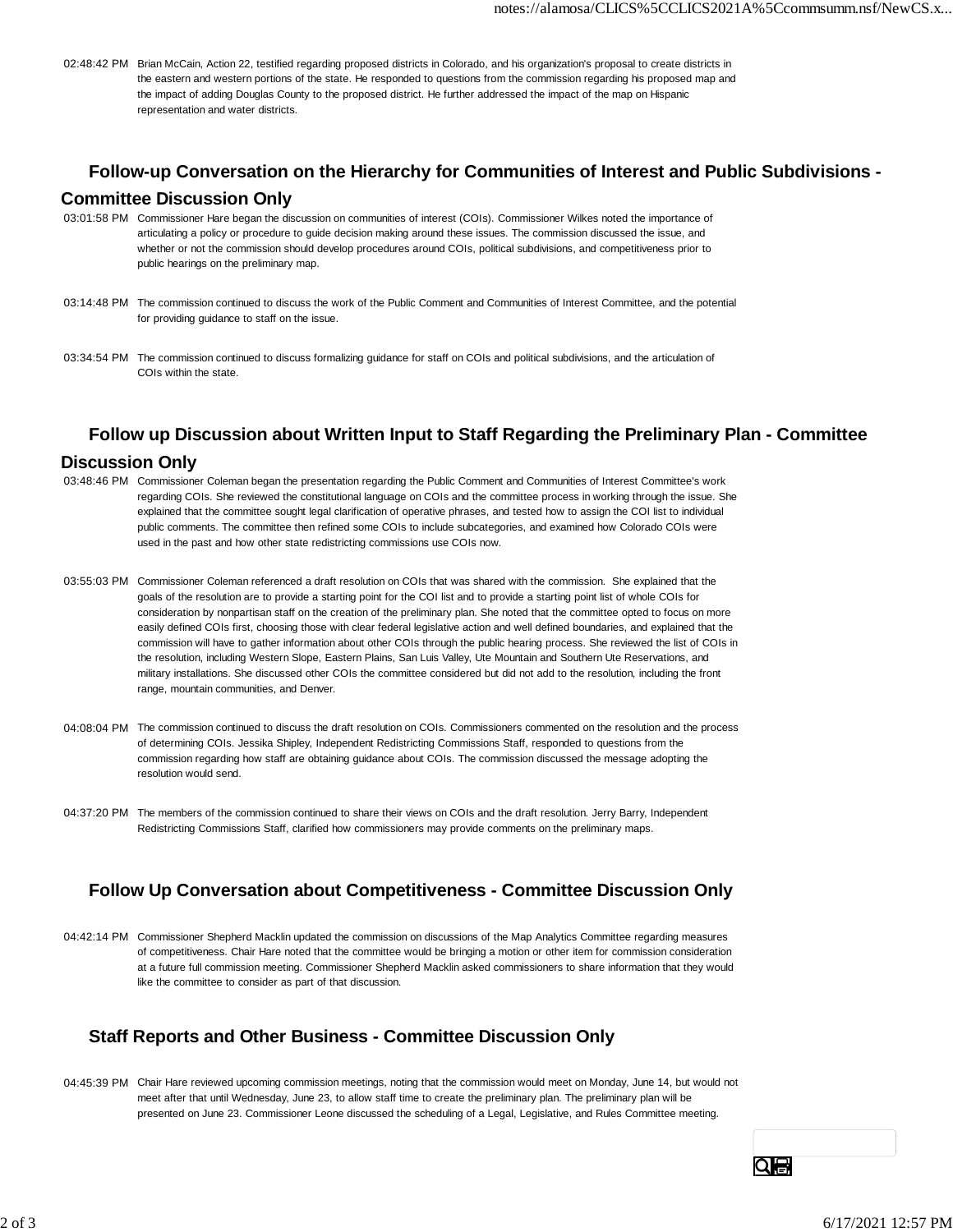02:48:42 PM Brian McCain, Action 22, testified regarding proposed districts in Colorado, and his organization's proposal to create districts in the eastern and western portions of the state. He responded to questions from the commission regarding his proposed map and the impact of adding Douglas County to the proposed district. He further addressed the impact of the map on Hispanic representation and water districts.

## Follow-up Conversation on the Hierarchy for Communities of Interest and Public Subdivisions - Committee Discussion Only

03:01:58 PM Commissioner Hare began the discussion on communities of interest (COIs). Commissioner Wilkes noted the importance of articulating a policy or procedure to guide decision making around these issues. The commission discussed the issue, and whether or not the commission should develop procedures around COIs, political subdivisions, and competitiveness prior to public hearings on the preliminary map.

03:14:48 PM The commission continued to discuss the work of the Public Comment and Communities of Interest Committee, and the potential for providing guidance to staff on the issue.

03:34:54 PM The commission continued to discuss formalizing guidance for staff on COIs and political subdivisions, and the articulation of COIs within the state.

## Follow up Discussion about Written Input to Staff Regarding the Preliminary Plan - Committee Discussion Only

03:48:46 PM Commissioner Coleman began the presentation regarding the Public Comment and Communities of Interest Committee's work regarding COIs. She reviewed the constitutional language on COIs and the committee process in working through the issue. She explained that the committee sought legal clarification of operative phrases, and tested how to assign the COI list to individual public comments. The committee then refined some COIs to include subcategories, and examined how Colorado COIs were used in the past and how other state redistricting commissions use COIs now.

03:55:03 PM Commissioner Coleman referenced a draft resolution on COIs that was shared with the commission. She explained that the goals of the resolution are to provide a starting point for the COI list and to provide a starting point list of whole COIs for consideration by nonpartisan staff on the creation of the preliminary plan. She noted that the committee opted to focus on more easily defined COIs first, choosing those with clear federal legislative action and well defined boundaries, and explained that the commission will have to gather information about other COIs through the public hearing process. She reviewed the list of COIs in the resolution, including Western Slope, Eastern Plains, San Luis Valley, Ute Mountain and Southern Ute Reservations, and military installations. She discussed other COIs the committee considered but did not add to the resolution, including the front range, mountain communities, and Denver.

04:08:04 PM The commission continued to discuss the draft resolution on COIs. Commissioners commented on the resolution and the process of determining COIs. Jessika Shipley, Independent Redistricting Commissions Staff, responded to questions from the commission regarding how staff are obtaining guidance about COIs. The commission discussed the message adopting the resolution would send.

04:37:20 PM The members of the commission continued to share their views on COIs and the draft resolution. Jerry Barry, Independent Redistricting Commissions Staff, clarified how commissioners may provide comments on the preliminary maps.

## Follow Up Conversation about Competitiveness - Committee Discussion Only

04:42:14 PM Commissioner Shepherd Macklin updated the commission on discussions of the Map Analytics Committee regarding measures of competitiveness. Chair Hare noted that the committee would be bringing a motion or other item for commission consideration at a future full commission meeting. Commissioner Shepherd Macklin asked commissioners to share information that they would like the committee to consider as part of that discussion.

## Staff Reports and Other Business - Committee Discussion Only

04:45:39 PM Chair Hare reviewed upcoming commission meetings, noting that the commission would meet on Monday, June 14, but would not meet after that until Wednesday, June 23, to allow staff time to create the preliminary plan. The preliminary plan will be presented on June 23. Commissioner Leone discussed the scheduling of a Legal, Legislative, and Rules Committee meeting.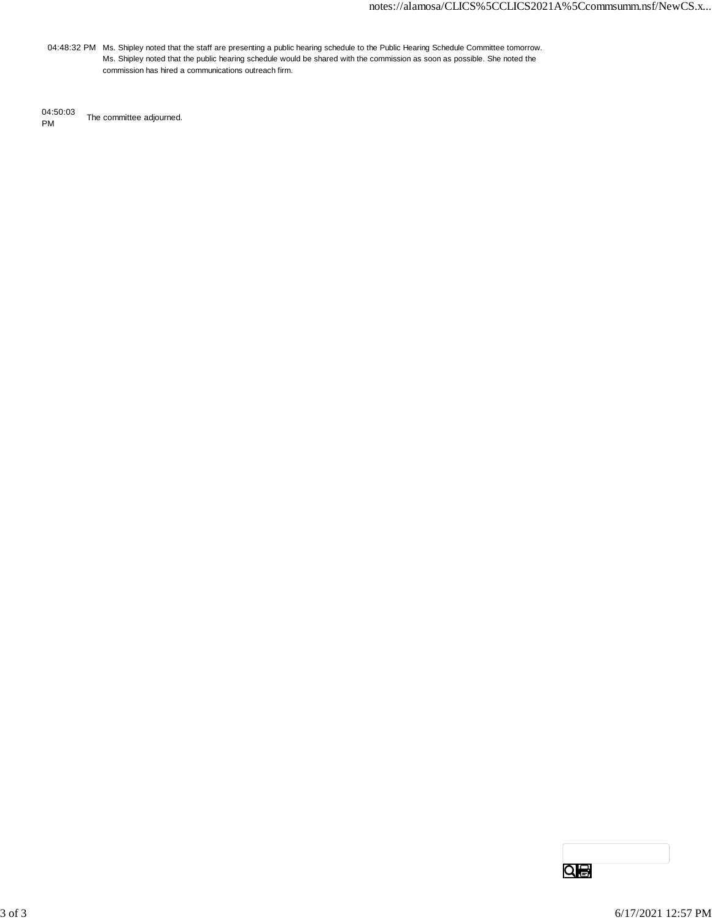| | |
|---|---|
| 04:48:32 PM | Ms. Shipley noted that the staff are presenting a public hearing schedule to the Public Hearing Schedule Committee tomorrow. Ms. Shipley noted that the public hearing schedule would be shared with the commission as soon as possible. She noted the commission has hired a communications outreach firm. |
| 04:50:03 PM | The committee adjourned. |